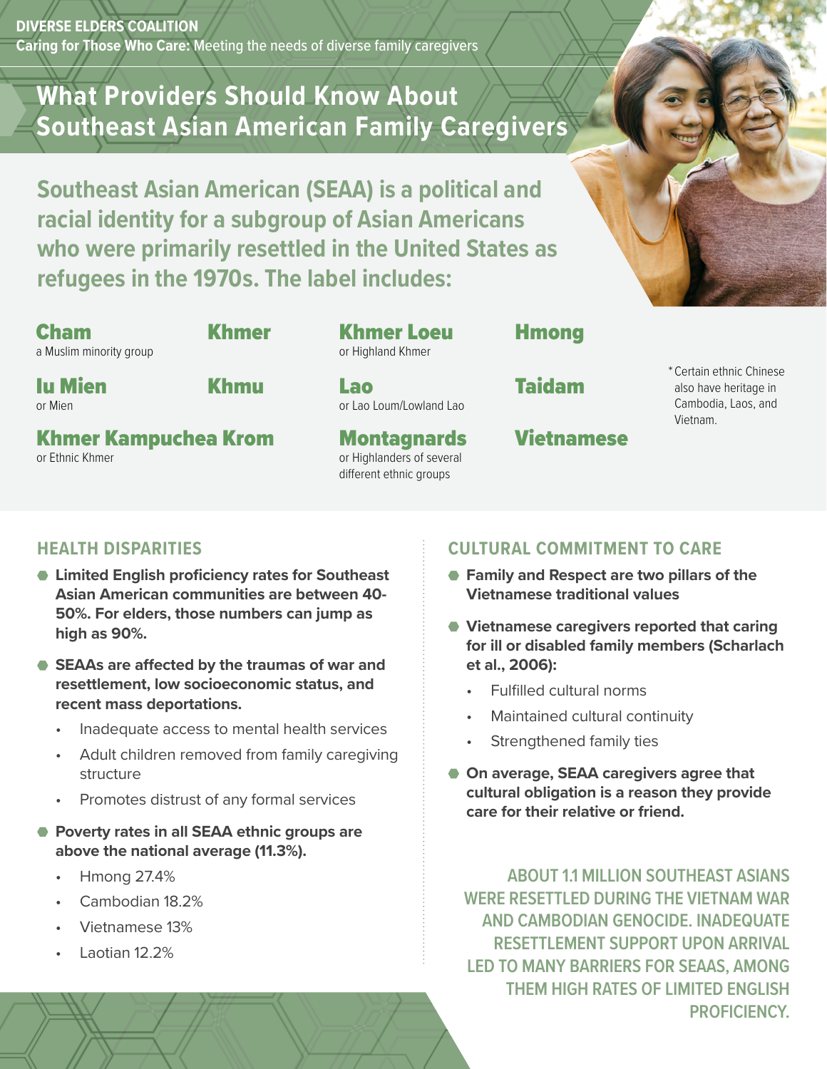**DIVERSE ELDERS COALITION**
**Caring for Those Who Care:** Meeting the needs of diverse family caregivers

# What Providers Should Know About Southeast Asian American Family Caregivers

**Southeast Asian American (SEAA) is a political and racial identity for a subgroup of Asian Americans who were primarily resettled in the United States as refugees in the 1970s. The label includes:**

- **Cham** — a Muslim minority group
- **Khmer**
- **Khmer Loeu** — or Highland Khmer
- **Hmong**
- **Iu Mien** — or Mien
- **Khmu**
- **Lao** — or Lao Loum/Lowland Lao
- **Taidam**
- **Khmer Kampuchea Krom** — or Ethnic Khmer
- **Montagnards** — or Highlanders of several different ethnic groups
- **Vietnamese**

*Certain ethnic Chinese also have heritage in Cambodia, Laos, and Vietnam.

## HEALTH DISPARITIES

- **Limited English proficiency rates for Southeast Asian American communities are between 40-50%. For elders, those numbers can jump as high as 90%.**
- **SEAAs are affected by the traumas of war and resettlement, low socioeconomic status, and recent mass deportations.**
  - Inadequate access to mental health services
  - Adult children removed from family caregiving structure
  - Promotes distrust of any formal services
- **Poverty rates in all SEAA ethnic groups are above the national average (11.3%).**
  - Hmong 27.4%
  - Cambodian 18.2%
  - Vietnamese 13%
  - Laotian 12.2%

## CULTURAL COMMITMENT TO CARE

- **Family and Respect are two pillars of the Vietnamese traditional values**
- **Vietnamese caregivers reported that caring for ill or disabled family members (Scharlach et al., 2006):**
  - Fulfilled cultural norms
  - Maintained cultural continuity
  - Strengthened family ties
- **On average, SEAA caregivers agree that cultural obligation is a reason they provide care for their relative or friend.**

**ABOUT 1.1 MILLION SOUTHEAST ASIANS WERE RESETTLED DURING THE VIETNAM WAR AND CAMBODIAN GENOCIDE. INADEQUATE RESETTLEMENT SUPPORT UPON ARRIVAL LED TO MANY BARRIERS FOR SEAAS, AMONG THEM HIGH RATES OF LIMITED ENGLISH PROFICIENCY.**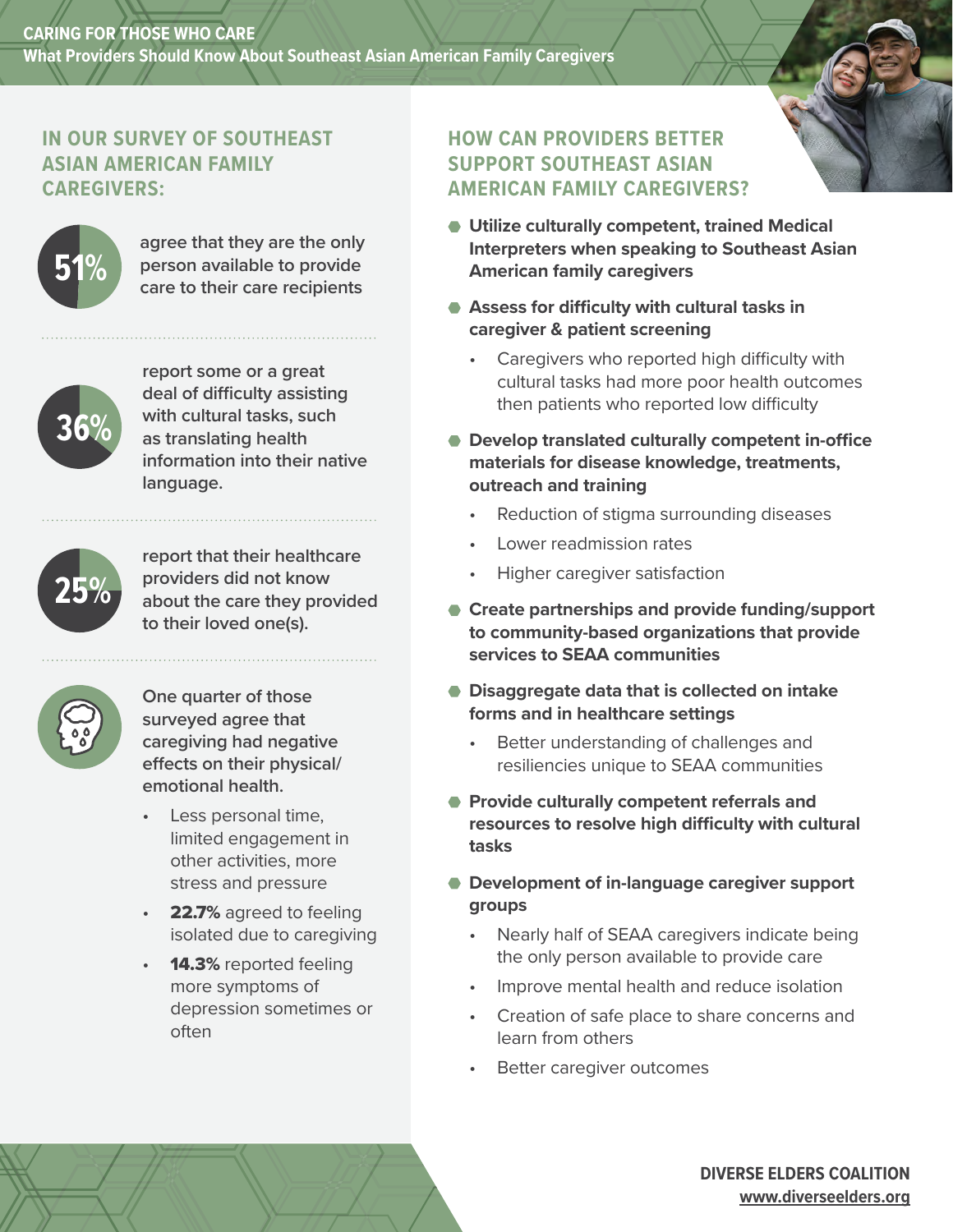**CARING FOR THOSE WHO CARE**
**What Providers Should Know About Southeast Asian American Family Caregivers**

## IN OUR SURVEY OF SOUTHEAST ASIAN AMERICAN FAMILY CAREGIVERS:

**51%** agree that they are the only person available to provide care to their care recipients

**36%** report some or a great deal of difficulty assisting with cultural tasks, such as translating health information into their native language.

**25%** report that their healthcare providers did not know about the care they provided to their loved one(s).

One quarter of those surveyed agree that caregiving had negative effects on their physical/ emotional health.

- Less personal time, limited engagement in other activities, more stress and pressure
- **22.7%** agreed to feeling isolated due to caregiving
- **14.3%** reported feeling more symptoms of depression sometimes or often

## HOW CAN PROVIDERS BETTER SUPPORT SOUTHEAST ASIAN AMERICAN FAMILY CAREGIVERS?

- **Utilize culturally competent, trained Medical Interpreters when speaking to Southeast Asian American family caregivers**
- **Assess for difficulty with cultural tasks in caregiver & patient screening**
  - Caregivers who reported high difficulty with cultural tasks had more poor health outcomes then patients who reported low difficulty
- **Develop translated culturally competent in-office materials for disease knowledge, treatments, outreach and training**
  - Reduction of stigma surrounding diseases
  - Lower readmission rates
  - Higher caregiver satisfaction
- **Create partnerships and provide funding/support to community-based organizations that provide services to SEAA communities**
- **Disaggregate data that is collected on intake forms and in healthcare settings**
  - Better understanding of challenges and resiliencies unique to SEAA communities
- **Provide culturally competent referrals and resources to resolve high difficulty with cultural tasks**
- **Development of in-language caregiver support groups**
  - Nearly half of SEAA caregivers indicate being the only person available to provide care
  - Improve mental health and reduce isolation
  - Creation of safe place to share concerns and learn from others
  - Better caregiver outcomes

**DIVERSE ELDERS COALITION**
www.diverseelders.org